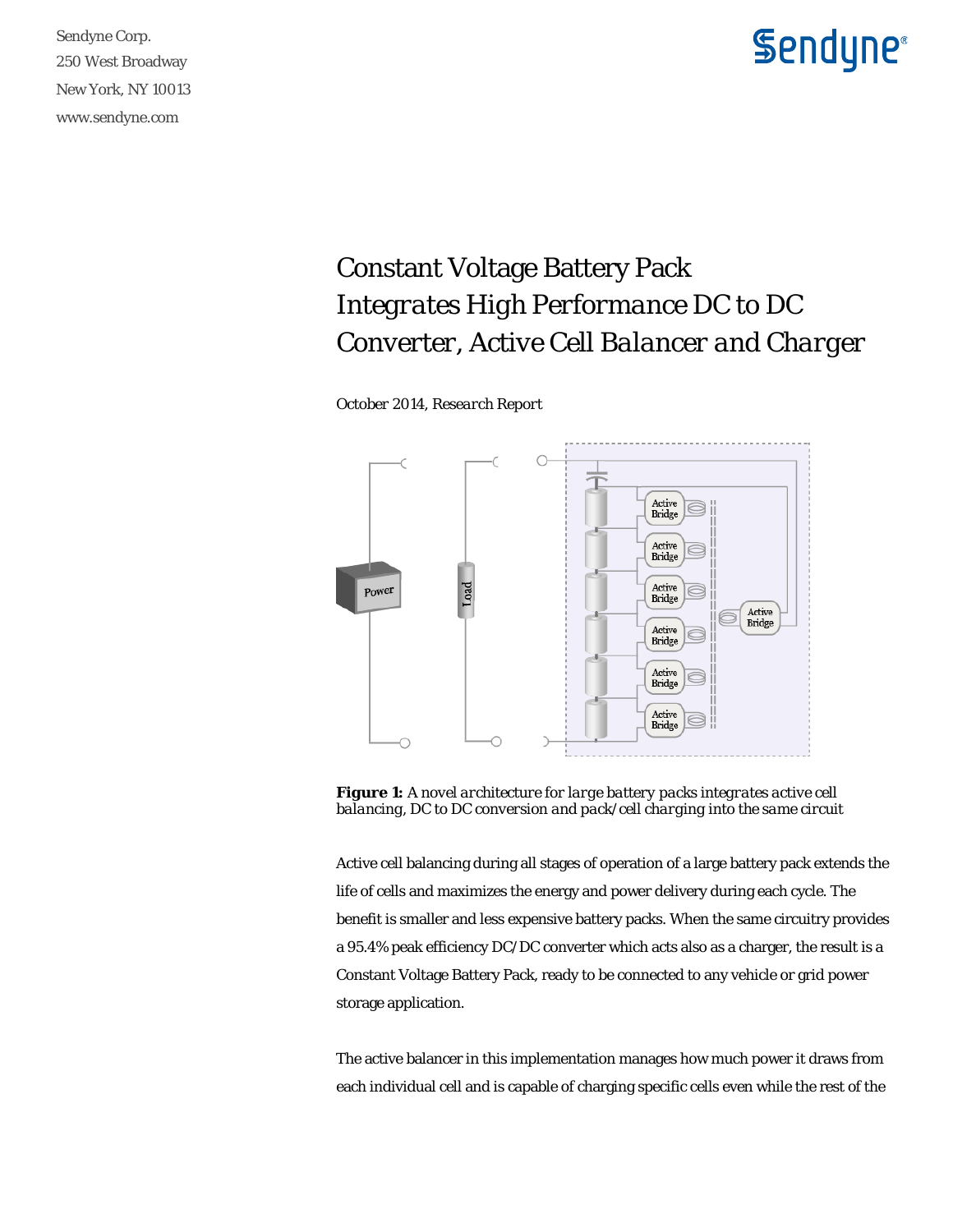Sendyne Corp.
250 West Broadway
New York, NY 10013
www.sendyne.com

# Constant Voltage Battery Pack Integrates High Performance DC to DC Converter, Active Cell Balancer and Charger

*October 2014, Research Report*

**Figure 1:** *A novel architecture for large battery packs integrates active cell balancing, DC to DC conversion and pack/cell charging into the same circuit*

Active cell balancing during all stages of operation of a large battery pack extends the life of cells and maximizes the energy and power delivery during each cycle. The benefit is smaller and less expensive battery packs. When the same circuitry provides a 95.4% peak efficiency DC/DC converter which acts also as a charger, the result is a Constant Voltage Battery Pack, ready to be connected to any vehicle or grid power storage application.

The active balancer in this implementation manages how much power it draws from each individual cell and is capable of charging specific cells even while the rest of the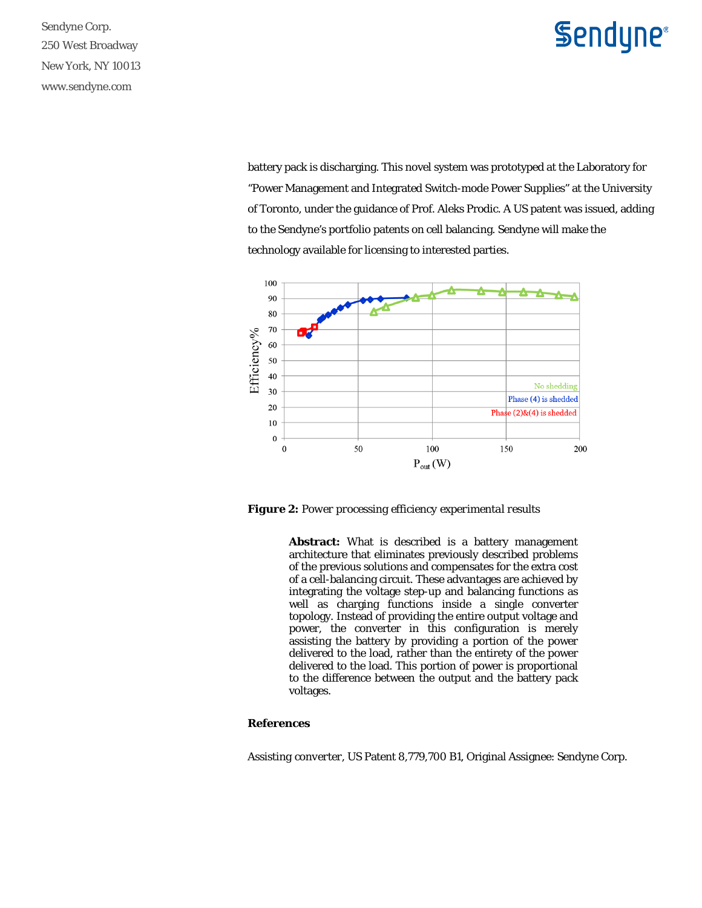Sendyne Corp.
250 West Broadway
New York, NY 10013
www.sendyne.com

battery pack is discharging. This novel system was prototyped at the Laboratory for "Power Management and Integrated Switch-mode Power Supplies" at the University of Toronto, under the guidance of Prof. Aleks Prodic. A US patent was issued, adding to the Sendyne's portfolio patents on cell balancing. Sendyne will make the technology available for licensing to interested parties.

Efficiency%
100
90
80
70
60
50
40
30
20
10
0
0
50
100
150
200
$P_{out}$ (W)
No shedding
Phase (4) is shedded
Phase (2)&(4) is shedded

**Figure 2:** Power processing efficiency experimental results

**Abstract:** What is described is a battery management architecture that eliminates previously described problems of the previous solutions and compensates for the extra cost of a cell-balancing circuit. These advantages are achieved by integrating the voltage step-up and balancing functions as well as charging functions inside a single converter topology. Instead of providing the entire output voltage and power, the converter in this configuration is merely assisting the battery by providing a portion of the power delivered to the load, rather than the entirety of the power delivered to the load. This portion of power is proportional to the difference between the output and the battery pack voltages.

**References**

Assisting converter, US Patent 8,779,700 B1, Original Assignee: Sendyne Corp.